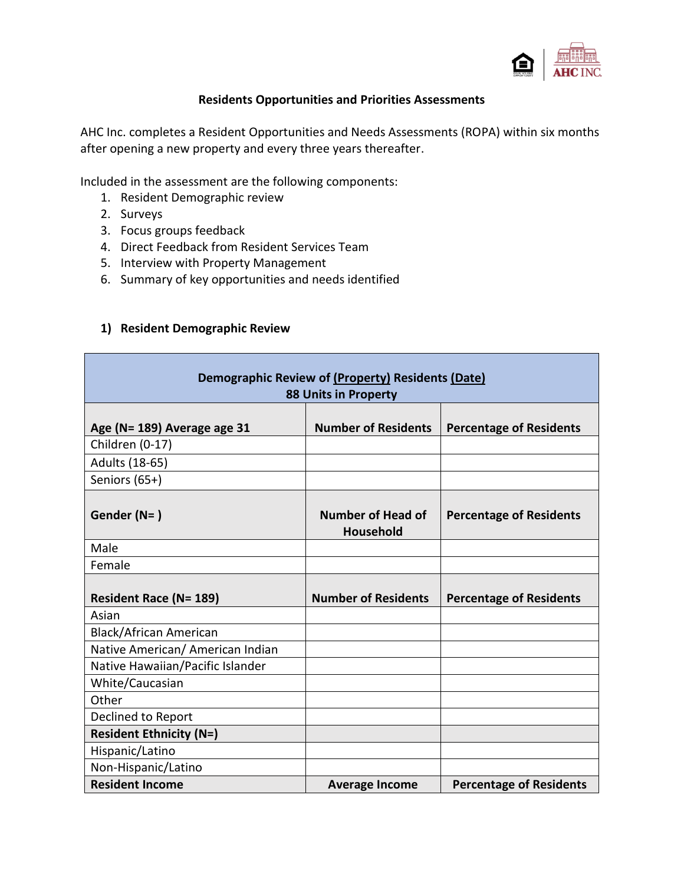# Residents Opportunities and Priorities Assessments

AHC Inc. completes a Resident Opportunities and Needs Assessments (ROPA) within six months after opening a new property and every three years thereafter.

Included in the assessment are the following components:

1. Resident Demographic review
2. Surveys
3. Focus groups feedback
4. Direct Feedback from Resident Services Team
5. Interview with Property Management
6. Summary of key opportunities and needs identified

## 1) Resident Demographic Review

| **Demographic Review of <u>(Property)</u> Residents <u>(Date)</u><br>88 Units in Property** | | |
|---|---|---|
| **Age (N= 189) Average age 31** | **Number of Residents** | **Percentage of Residents** |
| Children (0-17) | | |
| Adults (18-65) | | |
| Seniors (65+) | | |
| **Gender (N= )** | **Number of Head of Household** | **Percentage of Residents** |
| Male | | |
| Female | | |
| **Resident Race (N= 189)** | **Number of Residents** | **Percentage of Residents** |
| Asian | | |
| Black/African American | | |
| Native American/ American Indian | | |
| Native Hawaiian/Pacific Islander | | |
| White/Caucasian | | |
| Other | | |
| Declined to Report | | |
| **Resident Ethnicity (N=)** | | |
| Hispanic/Latino | | |
| Non-Hispanic/Latino | | |
| **Resident Income** | **Average Income** | **Percentage of Residents** |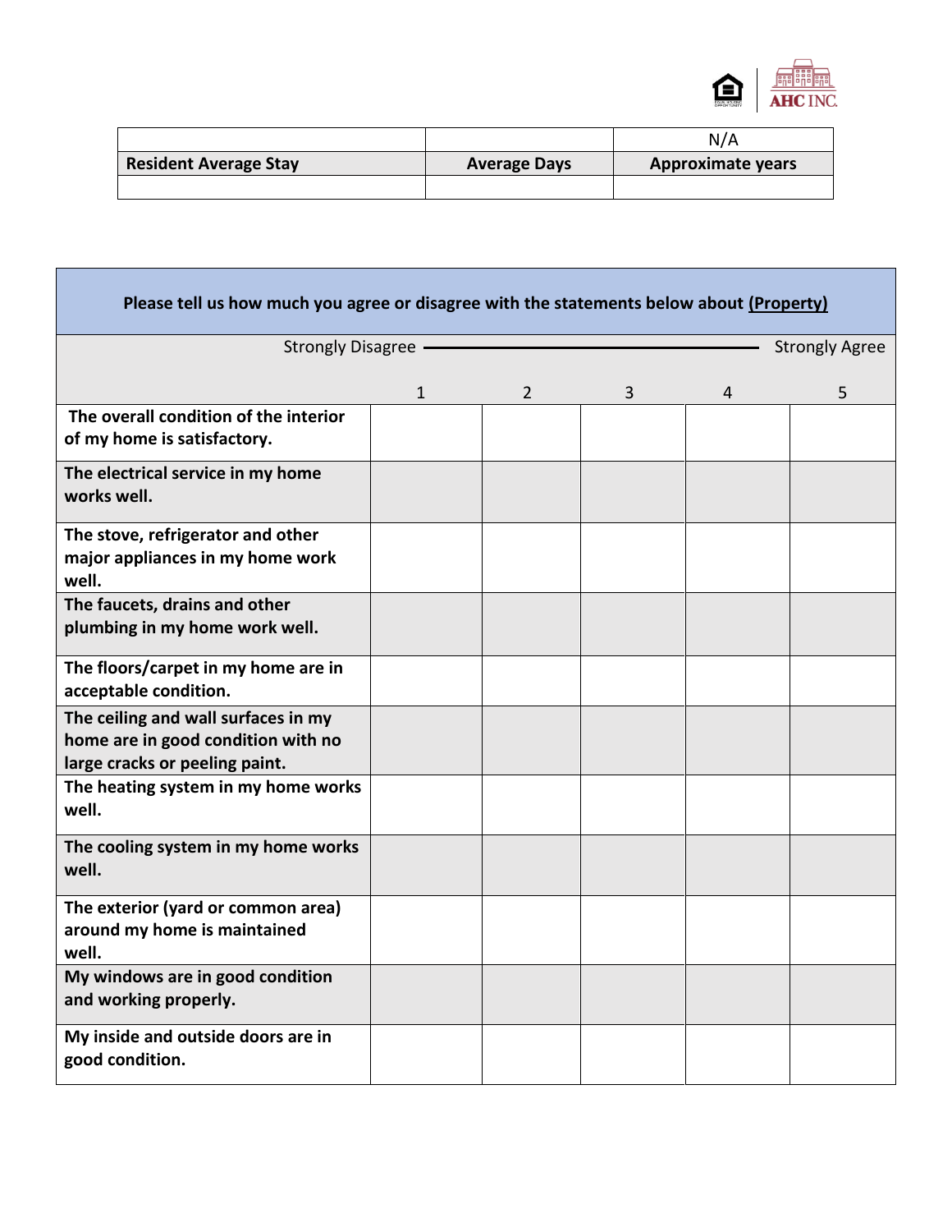| | | N/A |
|---|---|---|
| **Resident Average Stay** | **Average Days** | **Approximate years** |
| | | |

| **Please tell us how much you agree or disagree with the statements below about <u>(Property)</u>** | | | | | |
|---|---|---|---|---|---|
| | Strongly Disagree | | | | Strongly Agree |
| | 1 | 2 | 3 | 4 | 5 |
| **The overall condition of the interior of my home is satisfactory.** | | | | | |
| **The electrical service in my home works well.** | | | | | |
| **The stove, refrigerator and other major appliances in my home work well.** | | | | | |
| **The faucets, drains and other plumbing in my home work well.** | | | | | |
| **The floors/carpet in my home are in acceptable condition.** | | | | | |
| **The ceiling and wall surfaces in my home are in good condition with no large cracks or peeling paint.** | | | | | |
| **The heating system in my home works well.** | | | | | |
| **The cooling system in my home works well.** | | | | | |
| **The exterior (yard or common area) around my home is maintained well.** | | | | | |
| **My windows are in good condition and working properly.** | | | | | |
| **My inside and outside doors are in good condition.** | | | | | |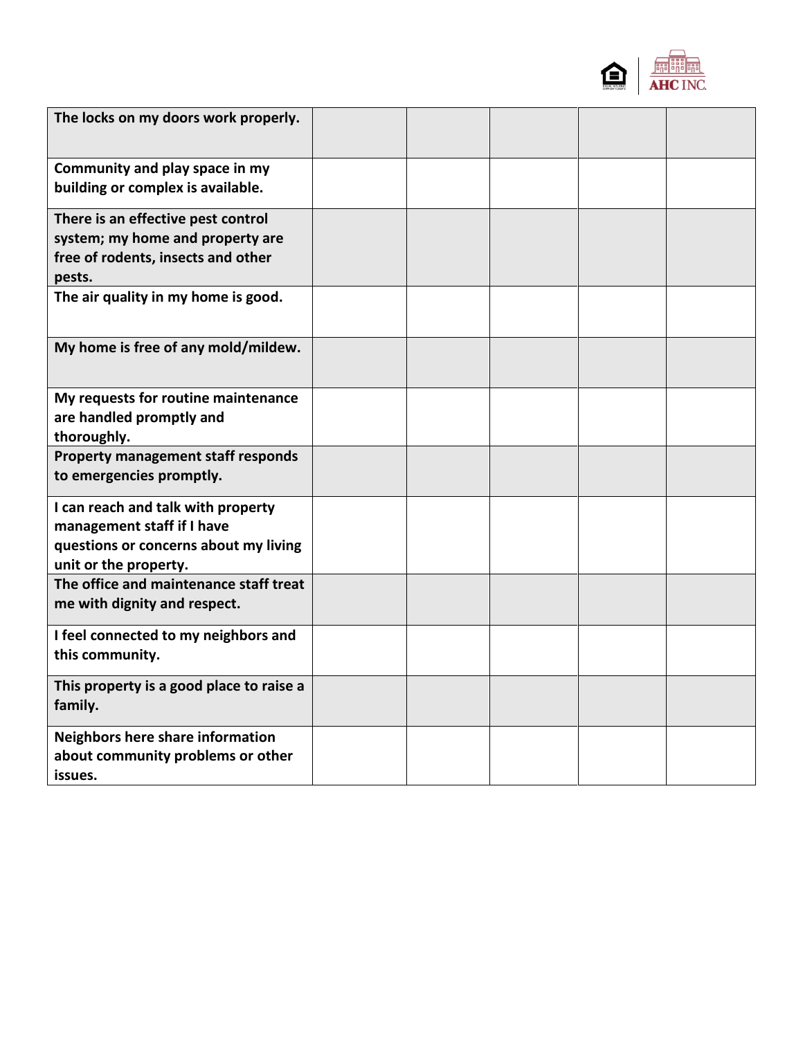| | | | | | |
|---|---|---|---|---|---|
| **The locks on my doors work properly.** | | | | | |
| **Community and play space in my building or complex is available.** | | | | | |
| **There is an effective pest control system; my home and property are free of rodents, insects and other pests.** | | | | | |
| **The air quality in my home is good.** | | | | | |
| **My home is free of any mold/mildew.** | | | | | |
| **My requests for routine maintenance are handled promptly and thoroughly.** | | | | | |
| **Property management staff responds to emergencies promptly.** | | | | | |
| **I can reach and talk with property management staff if I have questions or concerns about my living unit or the property.** | | | | | |
| **The office and maintenance staff treat me with dignity and respect.** | | | | | |
| **I feel connected to my neighbors and this community.** | | | | | |
| **This property is a good place to raise a family.** | | | | | |
| **Neighbors here share information about community problems or other issues.** | | | | | |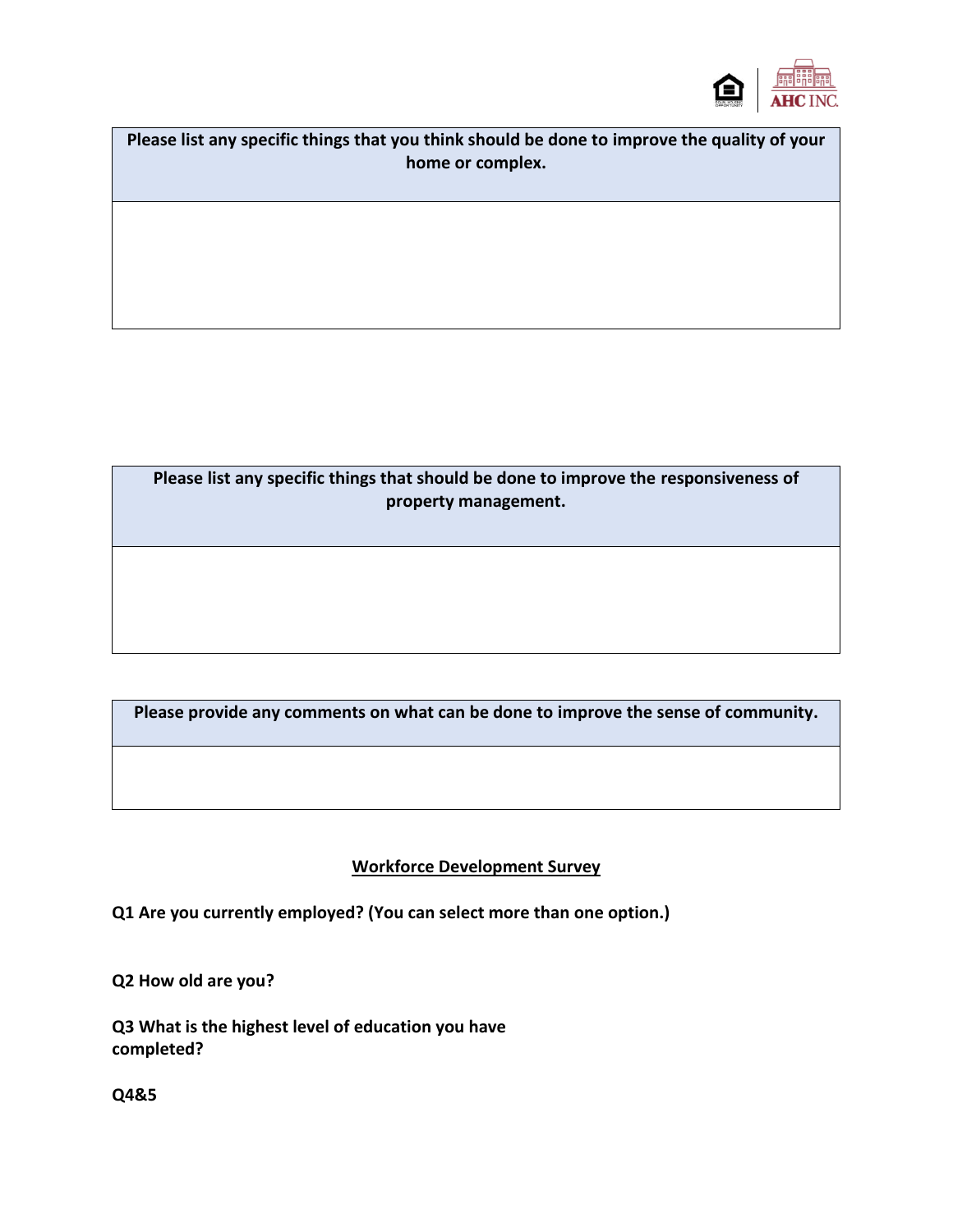| Please list any specific things that you think should be done to improve the quality of your home or complex. |
| --- |
| |

| Please list any specific things that should be done to improve the responsiveness of property management. |
| --- |
| |

| Please provide any comments on what can be done to improve the sense of community. |
| --- |
| |

## <u>Workforce Development Survey</u>

**Q1 Are you currently employed? (You can select more than one option.)**

**Q2 How old are you?**

**Q3 What is the highest level of education you have completed?**

**Q4&5**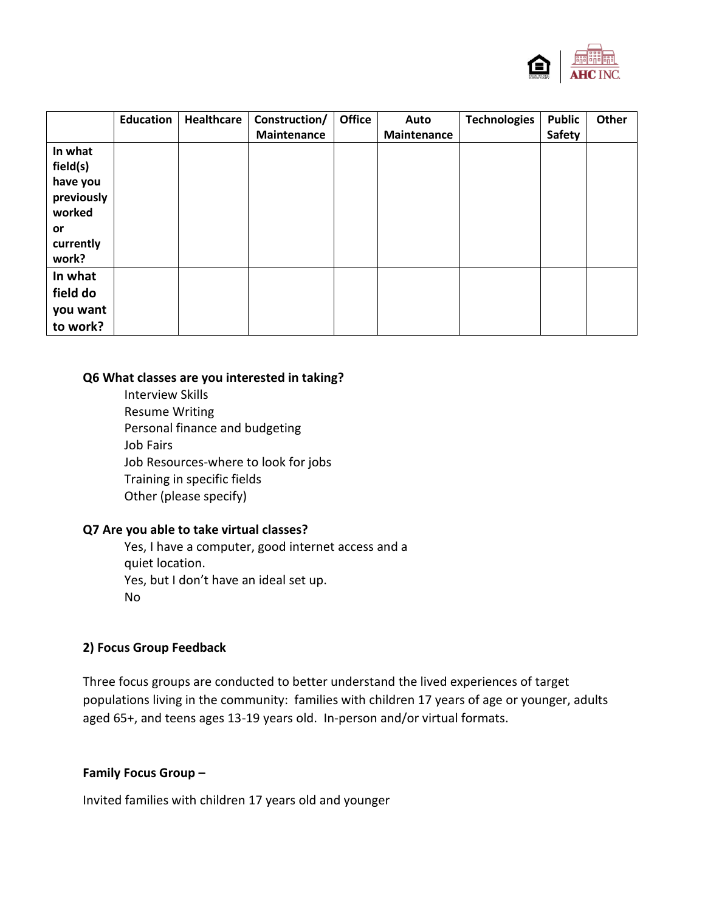| | Education | Healthcare | Construction/ Maintenance | Office | Auto Maintenance | Technologies | Public Safety | Other |
|---|---|---|---|---|---|---|---|---|
| **In what field(s) have you previously worked or currently work?** | | | | | | | | |
| **In what field do you want to work?** | | | | | | | | |

**Q6 What classes are you interested in taking?**

Interview Skills
Resume Writing
Personal finance and budgeting
Job Fairs
Job Resources-where to look for jobs
Training in specific fields
Other (please specify)

**Q7 Are you able to take virtual classes?**

Yes, I have a computer, good internet access and a quiet location.
Yes, but I don't have an ideal set up.
No

**2) Focus Group Feedback**

Three focus groups are conducted to better understand the lived experiences of target populations living in the community: families with children 17 years of age or younger, adults aged 65+, and teens ages 13-19 years old. In-person and/or virtual formats.

**Family Focus Group –**

Invited families with children 17 years old and younger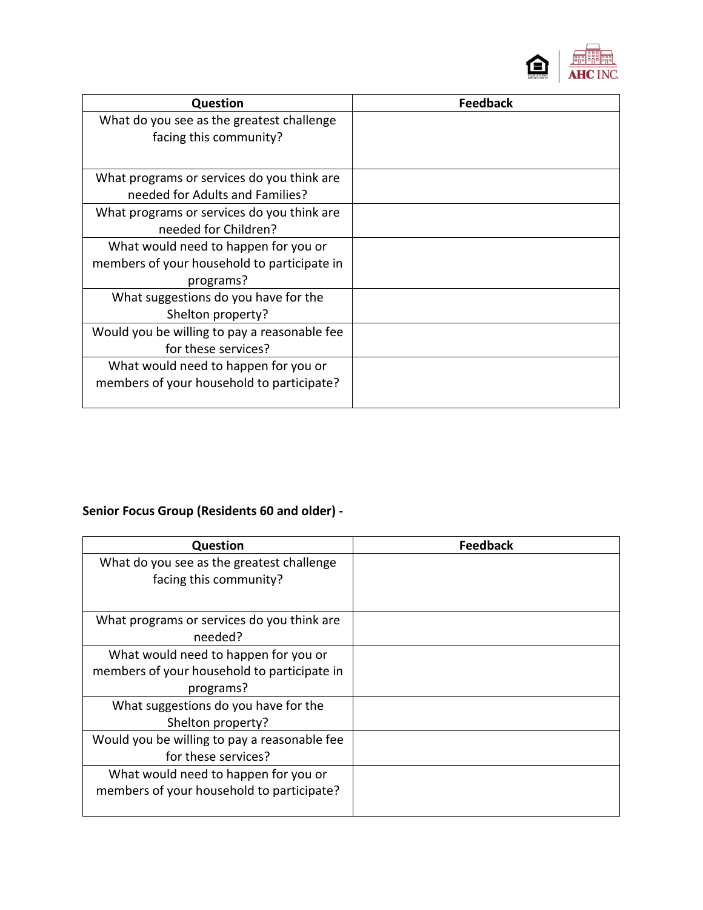| Question | Feedback |
|---|---|
| What do you see as the greatest challenge facing this community? | |
| What programs or services do you think are needed for Adults and Families? | |
| What programs or services do you think are needed for Children? | |
| What would need to happen for you or members of your household to participate in programs? | |
| What suggestions do you have for the Shelton property? | |
| Would you be willing to pay a reasonable fee for these services? | |
| What would need to happen for you or members of your household to participate? | |

**Senior Focus Group (Residents 60 and older) -**

| Question | Feedback |
|---|---|
| What do you see as the greatest challenge facing this community? | |
| What programs or services do you think are needed? | |
| What would need to happen for you or members of your household to participate in programs? | |
| What suggestions do you have for the Shelton property? | |
| Would you be willing to pay a reasonable fee for these services? | |
| What would need to happen for you or members of your household to participate? | |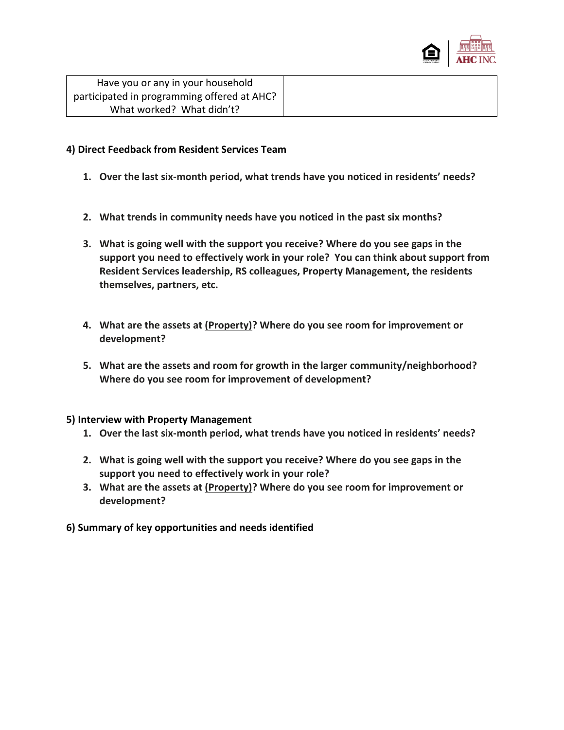| | |
|---|---|
| Have you or any in your household participated in programming offered at AHC? What worked? What didn't? | |

**4) Direct Feedback from Resident Services Team**

1. **Over the last six-month period, what trends have you noticed in residents' needs?**

2. **What trends in community needs have you noticed in the past six months?**

3. **What is going well with the support you receive? Where do you see gaps in the support you need to effectively work in your role? You can think about support from Resident Services leadership, RS colleagues, Property Management, the residents themselves, partners, etc.**

4. **What are the assets at (Property)? Where do you see room for improvement or development?**

5. **What are the assets and room for growth in the larger community/neighborhood? Where do you see room for improvement of development?**

**5) Interview with Property Management**

1. **Over the last six-month period, what trends have you noticed in residents' needs?**

2. **What is going well with the support you receive? Where do you see gaps in the support you need to effectively work in your role?**
3. **What are the assets at (Property)? Where do you see room for improvement or development?**

**6) Summary of key opportunities and needs identified**